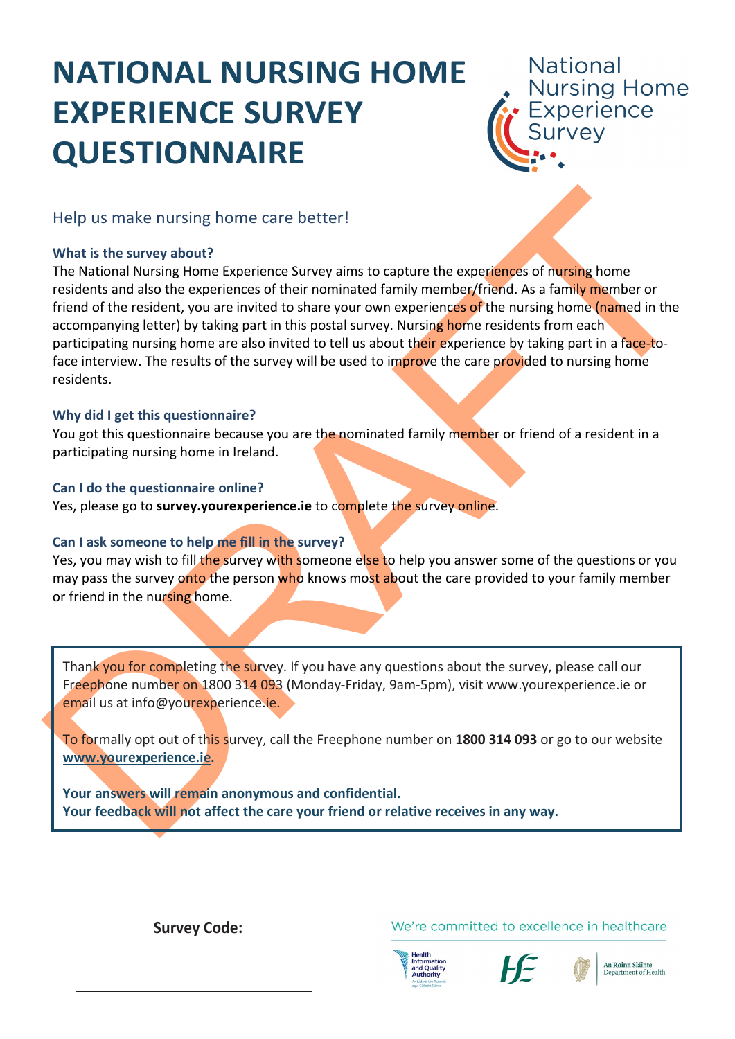# NATIONAL NURSING HOME EXPERIENCE SURVEY QUESTIONNAIRE

National Nursing Home Experience Survey

## Help us make nursing home care better!

### What is the survey about?

The National Nursing Home Experience Survey aims to capture the experiences of nursing home residents and also the experiences of their nominated family member/friend. As a family member or friend of the resident, you are invited to share your own experiences of the nursing home (named in the accompanying letter) by taking part in this postal survey. Nursing home residents from each participating nursing home are also invited to tell us about their experience by taking part in a face-to-face interview. The results of the survey will be used to improve the care provided to nursing home residents.

### Why did I get this questionnaire?

You got this questionnaire because you are the nominated family member or friend of a resident in a participating nursing home in Ireland.

### Can I do the questionnaire online?

Yes, please go to **survey.yourexperience.ie** to complete the survey online.

### Can I ask someone to help me fill in the survey?

Yes, you may wish to fill the survey with someone else to help you answer some of the questions or you may pass the survey onto the person who knows most about the care provided to your family member or friend in the nursing home.

---

Thank you for completing the survey. If you have any questions about the survey, please call our Freephone number on 1800 314 093 (Monday-Friday, 9am-5pm), visit www.yourexperience.ie or email us at info@yourexperience.ie.

To formally opt out of this survey, call the Freephone number on **1800 314 093** or go to our website **www.yourexperience.ie**.

**Your answers will remain anonymous and confidential.**
**Your feedback will not affect the care your friend or relative receives in any way.**

---

**Survey Code:**

We're committed to excellence in healthcare

Health Information and Quality Authority | HSE | An Roinn Sláinte Department of Health

DRAFT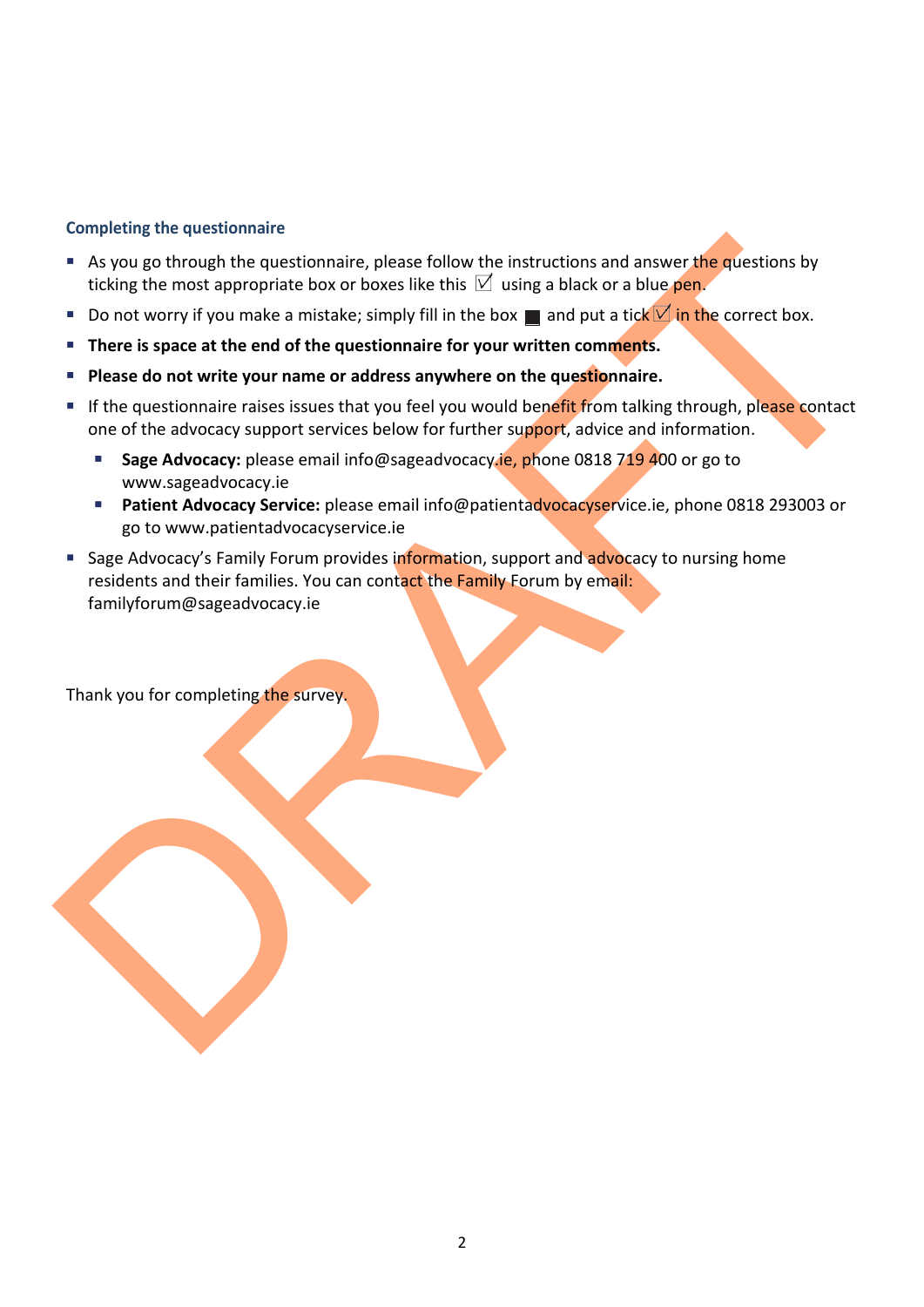### Completing the questionnaire

- As you go through the questionnaire, please follow the instructions and answer the questions by ticking the most appropriate box or boxes like this ☑ using a black or a blue pen.
- Do not worry if you make a mistake; simply fill in the box ■ and put a tick ☑ in the correct box.
- **There is space at the end of the questionnaire for your written comments.**
- **Please do not write your name or address anywhere on the questionnaire.**
- If the questionnaire raises issues that you feel you would benefit from talking through, please contact one of the advocacy support services below for further support, advice and information.
  - **Sage Advocacy:** please email info@sageadvocacy.ie, phone 0818 719 400 or go to www.sageadvocacy.ie
  - **Patient Advocacy Service:** please email info@patientadvocacyservice.ie, phone 0818 293003 or go to www.patientadvocacyservice.ie
- Sage Advocacy's Family Forum provides information, support and advocacy to nursing home residents and their families. You can contact the Family Forum by email: familyforum@sageadvocacy.ie

Thank you for completing the survey.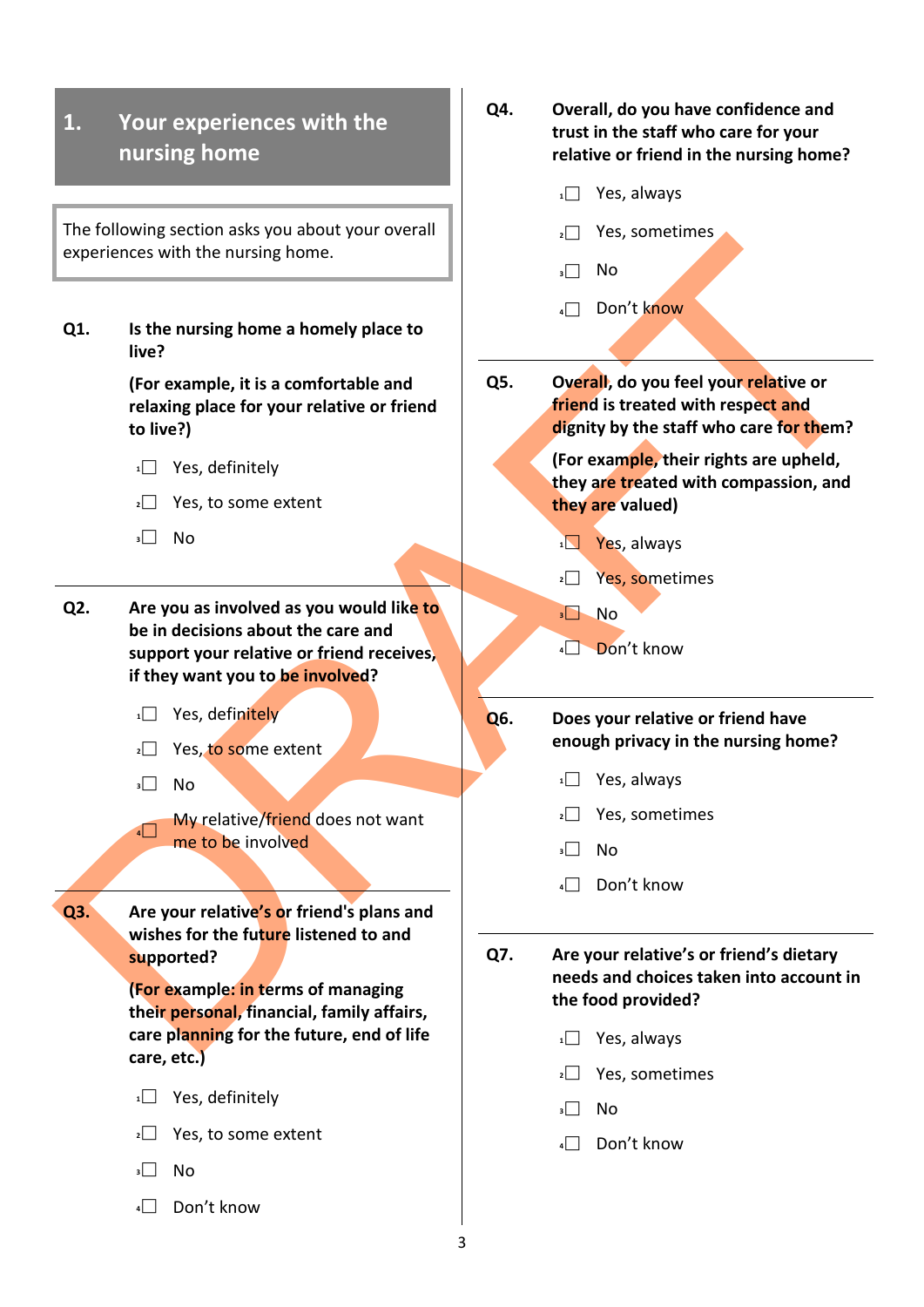## 1. Your experiences with the nursing home

The following section asks you about your overall experiences with the nursing home.

**Q1. Is the nursing home a homely place to live?**

**(For example, it is a comfortable and relaxing place for your relative or friend to live?)**

1☐ Yes, definitely

2☐ Yes, to some extent

3☐ No

**Q2. Are you as involved as you would like to be in decisions about the care and support your relative or friend receives, if they want you to be involved?**

1☐ Yes, definitely

2☐ Yes, to some extent

3☐ No

4☐ My relative/friend does not want me to be involved

**Q3. Are your relative's or friend's plans and wishes for the future listened to and supported?**

**(For example: in terms of managing their personal, financial, family affairs, care planning for the future, end of life care, etc.)**

1☐ Yes, definitely

2☐ Yes, to some extent

3☐ No

4☐ Don't know

**Q4. Overall, do you have confidence and trust in the staff who care for your relative or friend in the nursing home?**

1☐ Yes, always

2☐ Yes, sometimes

3☐ No

4☐ Don't know

**Q5. Overall, do you feel your relative or friend is treated with respect and dignity by the staff who care for them?**

**(For example, their rights are upheld, they are treated with compassion, and they are valued)**

1☐ Yes, always

2☐ Yes, sometimes

3☐ No

4☐ Don't know

**Q6. Does your relative or friend have enough privacy in the nursing home?**

1☐ Yes, always

2☐ Yes, sometimes

3☐ No

4☐ Don't know

**Q7. Are your relative's or friend's dietary needs and choices taken into account in the food provided?**

1☐ Yes, always

2☐ Yes, sometimes

3☐ No

4☐ Don't know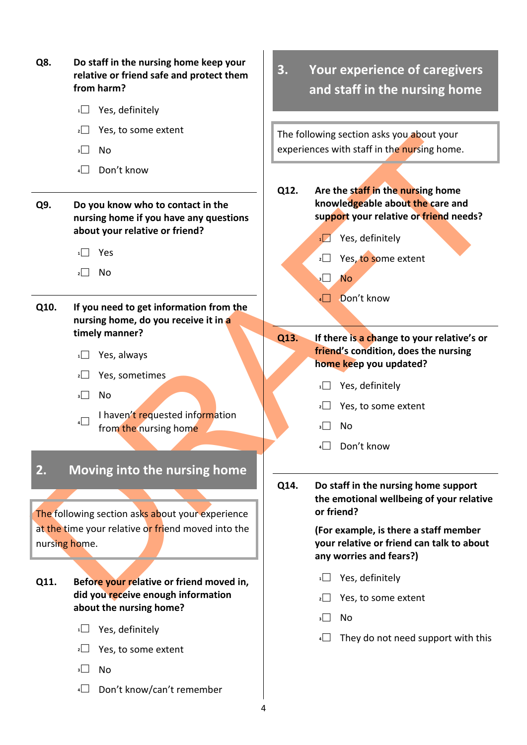**Q8. Do staff in the nursing home keep your relative or friend safe and protect them from harm?**

- [ ] 1 Yes, definitely
- [ ] 2 Yes, to some extent
- [ ] 3 No
- [ ] 4 Don't know

**Q9. Do you know who to contact in the nursing home if you have any questions about your relative or friend?**

- [ ] 1 Yes
- [ ] 2 No

**Q10. If you need to get information from the nursing home, do you receive it in a timely manner?**

- [ ] 1 Yes, always
- [ ] 2 Yes, sometimes
- [ ] 3 No
- [ ] 4 I haven't requested information from the nursing home

## 2. Moving into the nursing home

The following section asks about your experience at the time your relative or friend moved into the nursing home.

**Q11. Before your relative or friend moved in, did you receive enough information about the nursing home?**

- [ ] 1 Yes, definitely
- [ ] 2 Yes, to some extent
- [ ] 3 No
- [ ] 4 Don't know/can't remember

## 3. Your experience of caregivers and staff in the nursing home

The following section asks you about your experiences with staff in the nursing home.

**Q12. Are the staff in the nursing home knowledgeable about the care and support your relative or friend needs?**

- [ ] 1 Yes, definitely
- [ ] 2 Yes, to some extent
- [ ] 3 No
- [ ] 4 Don't know

**Q13. If there is a change to your relative's or friend's condition, does the nursing home keep you updated?**

- [ ] 1 Yes, definitely
- [ ] 2 Yes, to some extent
- [ ] 3 No
- [ ] 4 Don't know

**Q14. Do staff in the nursing home support the emotional wellbeing of your relative or friend?**

**(For example, is there a staff member your relative or friend can talk to about any worries and fears?)**

- [ ] 1 Yes, definitely
- [ ] 2 Yes, to some extent
- [ ] 3 No
- [ ] 4 They do not need support with this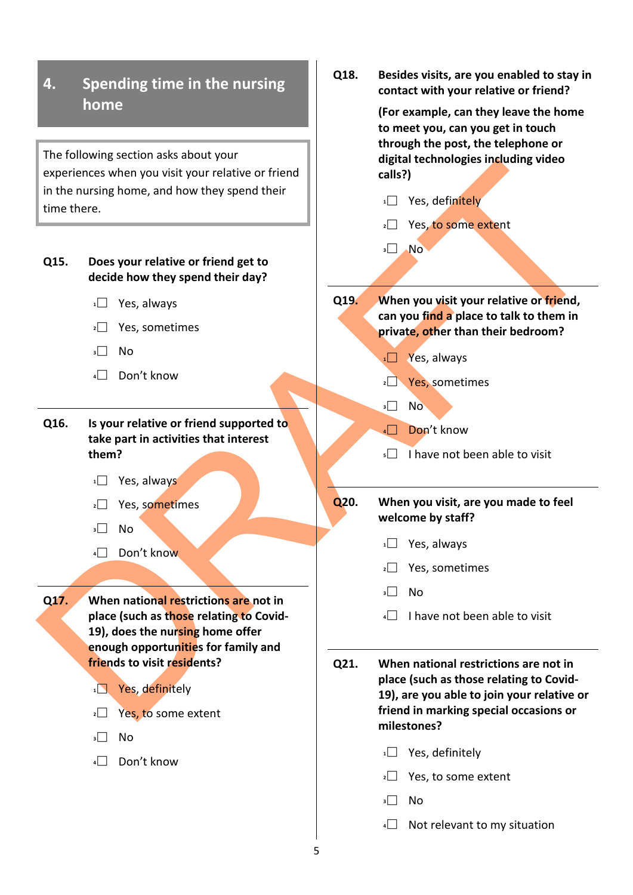## 4. Spending time in the nursing home

The following section asks about your experiences when you visit your relative or friend in the nursing home, and how they spend their time there.

**Q15. Does your relative or friend get to decide how they spend their day?**

1. ☐ Yes, always
2. ☐ Yes, sometimes
3. ☐ No
4. ☐ Don't know

**Q16. Is your relative or friend supported to take part in activities that interest them?**

1. ☐ Yes, always
2. ☐ Yes, sometimes
3. ☐ No
4. ☐ Don't know

**Q17. When national restrictions are not in place (such as those relating to Covid-19), does the nursing home offer enough opportunities for family and friends to visit residents?**

1. ☐ Yes, definitely
2. ☐ Yes, to some extent
3. ☐ No
4. ☐ Don't know

**Q18. Besides visits, are you enabled to stay in contact with your relative or friend?**

**(For example, can they leave the home to meet you, can you get in touch through the post, the telephone or digital technologies including video calls?)**

1. ☐ Yes, definitely
2. ☐ Yes, to some extent
3. ☐ No

**Q19. When you visit your relative or friend, can you find a place to talk to them in private, other than their bedroom?**

1. ☐ Yes, always
2. ☐ Yes, sometimes
3. ☐ No
4. ☐ Don't know
5. ☐ I have not been able to visit

**Q20. When you visit, are you made to feel welcome by staff?**

1. ☐ Yes, always
2. ☐ Yes, sometimes
3. ☐ No
4. ☐ I have not been able to visit

**Q21. When national restrictions are not in place (such as those relating to Covid-19), are you able to join your relative or friend in marking special occasions or milestones?**

1. ☐ Yes, definitely
2. ☐ Yes, to some extent
3. ☐ No
4. ☐ Not relevant to my situation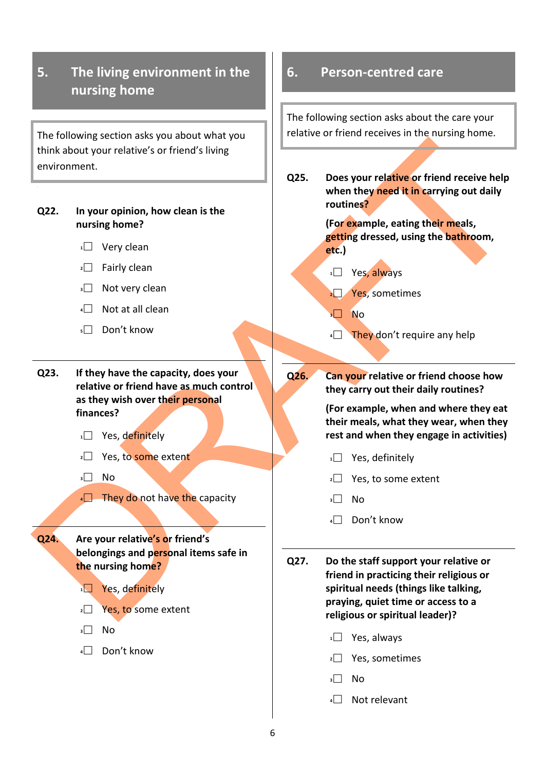## 5. The living environment in the nursing home

The following section asks you about what you think about your relative's or friend's living environment.

**Q22. In your opinion, how clean is the nursing home?**

- 1☐ Very clean
- 2☐ Fairly clean
- 3☐ Not very clean
- 4☐ Not at all clean
- 5☐ Don't know

**Q23. If they have the capacity, does your relative or friend have as much control as they wish over their personal finances?**

- 1☐ Yes, definitely
- 2☐ Yes, to some extent
- 3☐ No
- 4☐ They do not have the capacity

**Q24. Are your relative's or friend's belongings and personal items safe in the nursing home?**

- 1☐ Yes, definitely
- 2☐ Yes, to some extent
- 3☐ No
- 4☐ Don't know

## 6. Person-centred care

The following section asks about the care your relative or friend receives in the nursing home.

**Q25. Does your relative or friend receive help when they need it in carrying out daily routines?**

**(For example, eating their meals, getting dressed, using the bathroom, etc.)**

- 1☐ Yes, always
- 2☐ Yes, sometimes
- 3☐ No
- 4☐ They don't require any help

**Q26. Can your relative or friend choose how they carry out their daily routines?**

**(For example, when and where they eat their meals, what they wear, when they rest and when they engage in activities)**

- 1☐ Yes, definitely
- 2☐ Yes, to some extent
- 3☐ No
- 4☐ Don't know

**Q27. Do the staff support your relative or friend in practicing their religious or spiritual needs (things like talking, praying, quiet time or access to a religious or spiritual leader)?**

- 1☐ Yes, always
- 2☐ Yes, sometimes
- 3☐ No
- 4☐ Not relevant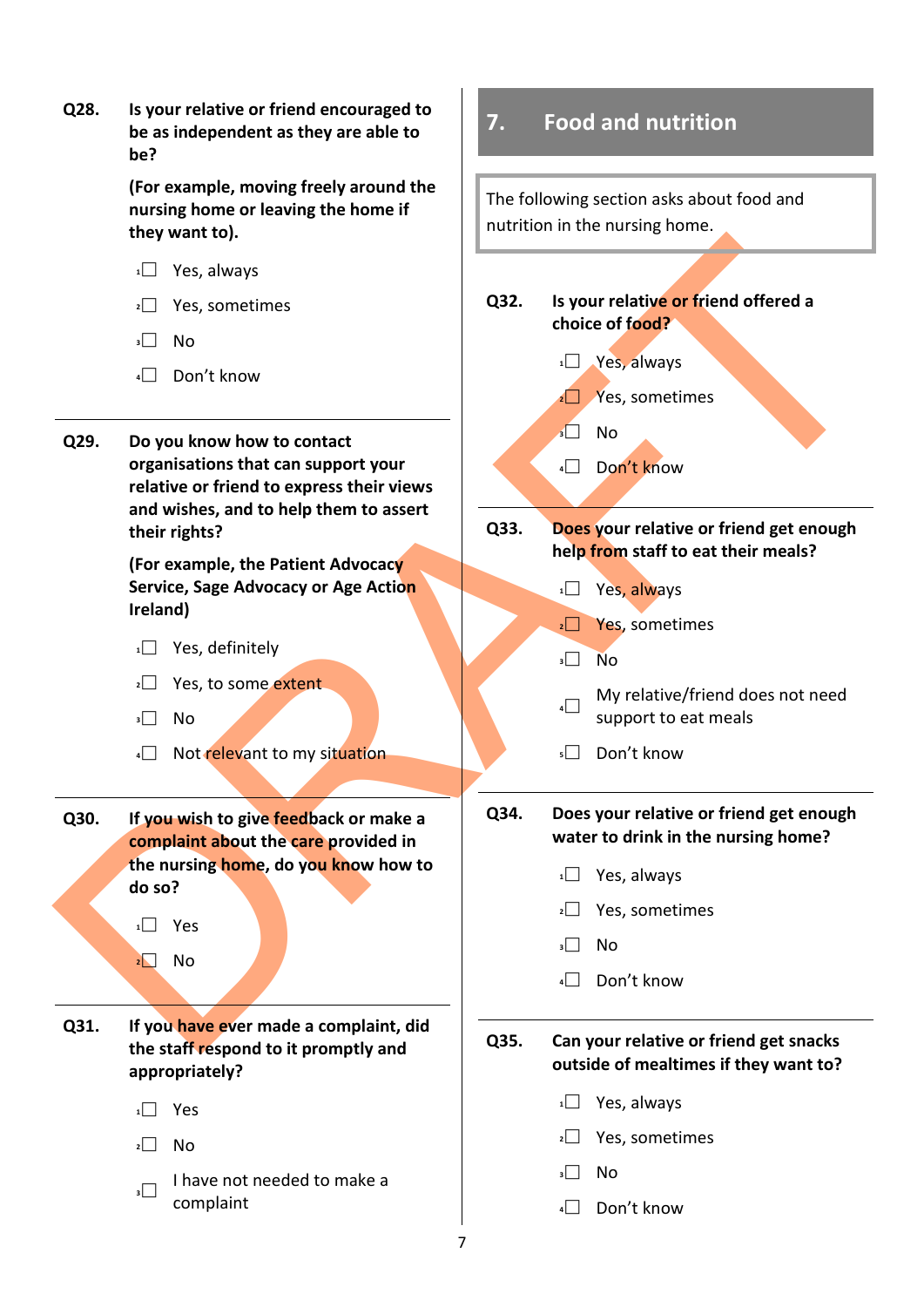**Q28. Is your relative or friend encouraged to be as independent as they are able to be?**

**(For example, moving freely around the nursing home or leaving the home if they want to).**

- 1☐ Yes, always
- 2☐ Yes, sometimes
- 3☐ No
- 4☐ Don't know

---

**Q29. Do you know how to contact organisations that can support your relative or friend to express their views and wishes, and to help them to assert their rights?**

**(For example, the Patient Advocacy Service, Sage Advocacy or Age Action Ireland)**

- 1☐ Yes, definitely
- 2☐ Yes, to some extent
- 3☐ No
- 4☐ Not relevant to my situation

---

**Q30. If you wish to give feedback or make a complaint about the care provided in the nursing home, do you know how to do so?**

- 1☐ Yes
- 2☐ No

---

**Q31. If you have ever made a complaint, did the staff respond to it promptly and appropriately?**

- 1☐ Yes
- 2☐ No
- 3☐ I have not needed to make a complaint

## 7. Food and nutrition

The following section asks about food and nutrition in the nursing home.

**Q32. Is your relative or friend offered a choice of food?**

- 1☐ Yes, always
- 2☐ Yes, sometimes
- 3☐ No
- 4☐ Don't know

---

**Q33. Does your relative or friend get enough help from staff to eat their meals?**

- 1☐ Yes, always
- 2☐ Yes, sometimes
- 3☐ No
- 4☐ My relative/friend does not need support to eat meals
- 5☐ Don't know

---

**Q34. Does your relative or friend get enough water to drink in the nursing home?**

- 1☐ Yes, always
- 2☐ Yes, sometimes
- 3☐ No
- 4☐ Don't know

---

**Q35. Can your relative or friend get snacks outside of mealtimes if they want to?**

- 1☐ Yes, always
- 2☐ Yes, sometimes
- 3☐ No
- 4☐ Don't know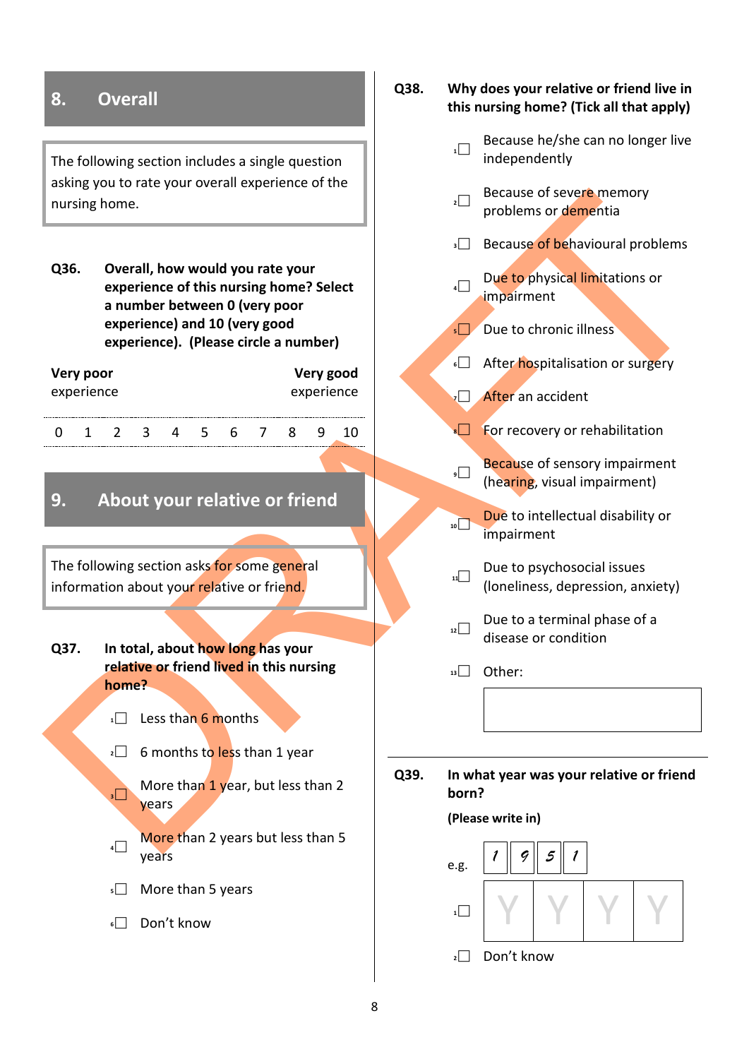## 8. Overall

The following section includes a single question asking you to rate your overall experience of the nursing home.

**Q36. Overall, how would you rate your experience of this nursing home? Select a number between 0 (very poor experience) and 10 (very good experience). (Please circle a number)**

| **Very poor** experience | | | | | | | | | | **Very good** experience |
|---|---|---|---|---|---|---|---|---|---|---|
| 0 | 1 | 2 | 3 | 4 | 5 | 6 | 7 | 8 | 9 | 10 |

## 9. About your relative or friend

The following section asks for some general information about your relative or friend.

**Q37. In total, about how long has your relative or friend lived in this nursing home?**

- 1☐ Less than 6 months
- 2☐ 6 months to less than 1 year
- 3☐ More than 1 year, but less than 2 years
- 4☐ More than 2 years but less than 5 years
- 5☐ More than 5 years
- 6☐ Don't know

**Q38. Why does your relative or friend live in this nursing home? (Tick all that apply)**

- 1☐ Because he/she can no longer live independently
- 2☐ Because of severe memory problems or dementia
- 3☐ Because of behavioural problems
- 4☐ Due to physical limitations or impairment
- 5☐ Due to chronic illness
- 6☐ After hospitalisation or surgery
- 7☐ After an accident
- 8☐ For recovery or rehabilitation
- 9☐ Because of sensory impairment (hearing, visual impairment)
- 10☐ Due to intellectual disability or impairment
- 11☐ Due to psychosocial issues (loneliness, depression, anxiety)
- 12☐ Due to a terminal phase of a disease or condition
- 13☐ Other: ____________

**Q39. In what year was your relative or friend born?**

**(Please write in)**

e.g. | 1 | 9 | 5 | 1 |

- 1☐ | Y | Y | Y | Y |
- 2☐ Don't know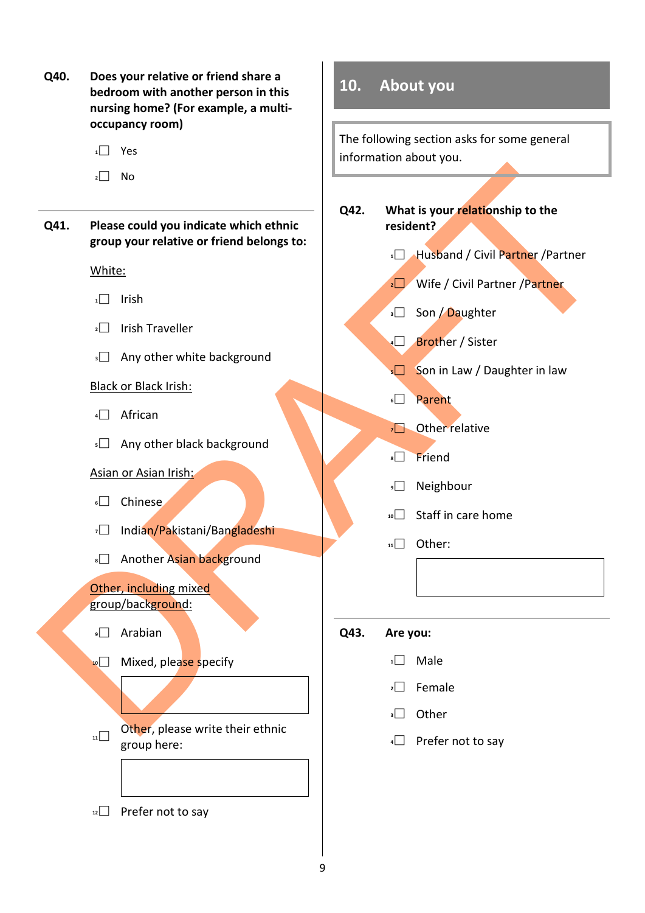**Q40. Does your relative or friend share a bedroom with another person in this nursing home? (For example, a multi-occupancy room)**

- 1☐ Yes
- 2☐ No

---

**Q41. Please could you indicate which ethnic group your relative or friend belongs to:**

White:

- 1☐ Irish
- 2☐ Irish Traveller
- 3☐ Any other white background

Black or Black Irish:

- 4☐ African
- 5☐ Any other black background

Asian or Asian Irish:

- 6☐ Chinese
- 7☐ Indian/Pakistani/Bangladeshi
- 8☐ Another Asian background

Other, including mixed group/background:

- 9☐ Arabian
- 10☐ Mixed, please specify

[ ]

- 11☐ Other, please write their ethnic group here:

[ ]

- 12☐ Prefer not to say

## 10. About you

The following section asks for some general information about you.

**Q42. What is your relationship to the resident?**

- 1☐ Husband / Civil Partner /Partner
- 2☐ Wife / Civil Partner /Partner
- 3☐ Son / Daughter
- 4☐ Brother / Sister
- 5☐ Son in Law / Daughter in law
- 6☐ Parent
- 7☐ Other relative
- 8☐ Friend
- 9☐ Neighbour
- 10☐ Staff in care home
- 11☐ Other:

[ ]

---

**Q43. Are you:**

- 1☐ Male
- 2☐ Female
- 3☐ Other
- 4☐ Prefer not to say

DRAFT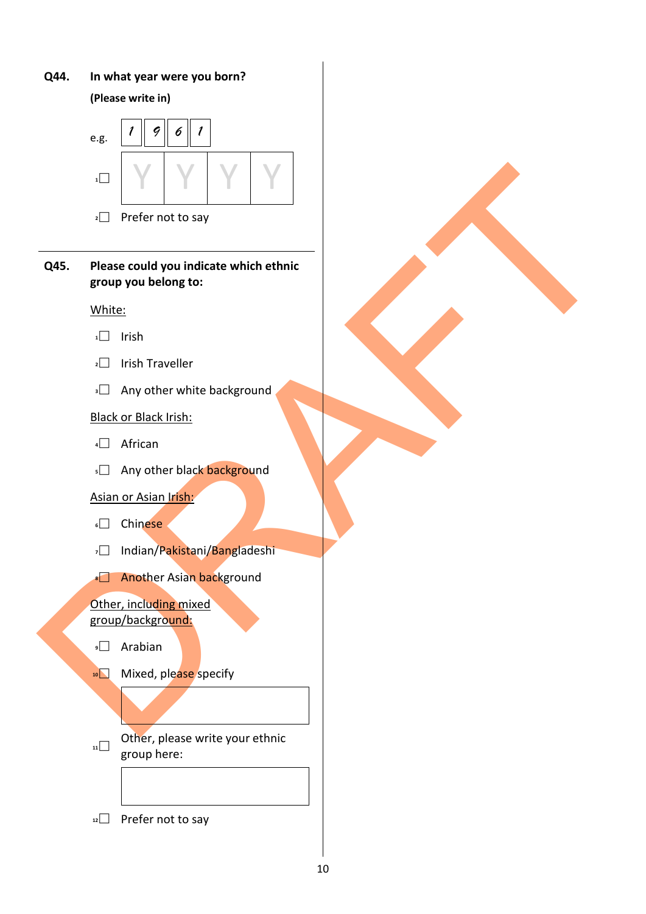**Q44.** **In what year were you born?**

**(Please write in)**

e.g. 1 9 6 1

1☐ Y Y Y Y

2☐ Prefer not to say

---

**Q45.** **Please could you indicate which ethnic group you belong to:**

White:

1☐ Irish

2☐ Irish Traveller

3☐ Any other white background

Black or Black Irish:

4☐ African

5☐ Any other black background

Asian or Asian Irish:

6☐ Chinese

7☐ Indian/Pakistani/Bangladeshi

8☐ Another Asian background

Other, including mixed group/background:

9☐ Arabian

10☐ Mixed, please specify

11☐ Other, please write your ethnic group here:

12☐ Prefer not to say

DRAFT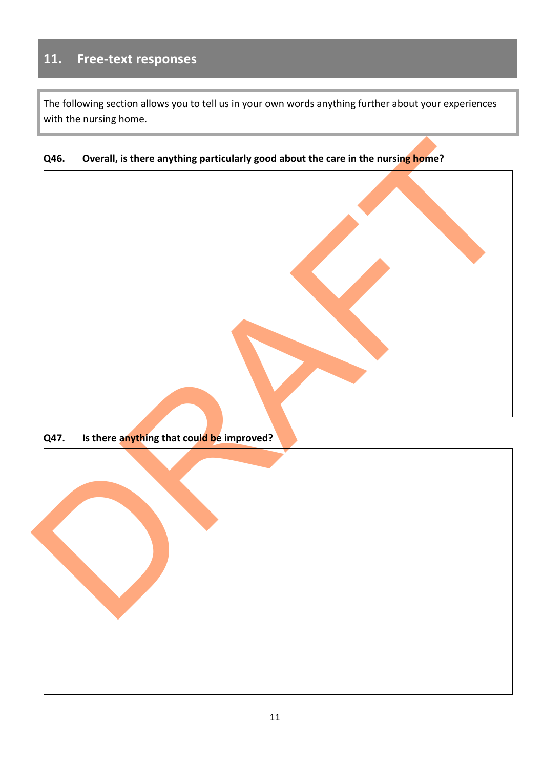## 11. Free-text responses

The following section allows you to tell us in your own words anything further about your experiences with the nursing home.

**Q46. Overall, is there anything particularly good about the care in the nursing home?**

**Q47. Is there anything that could be improved?**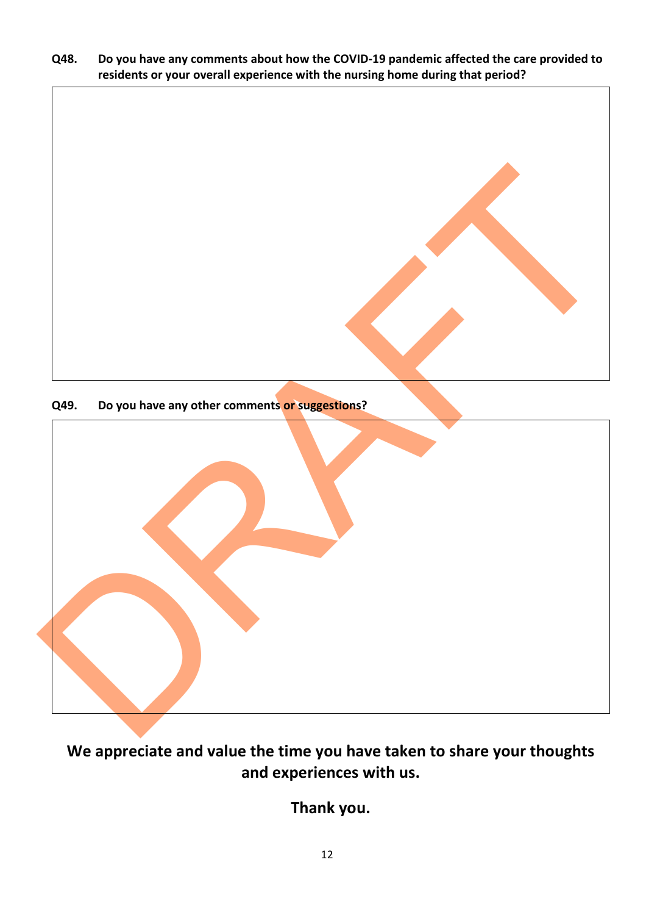**Q48. Do you have any comments about how the COVID-19 pandemic affected the care provided to residents or your overall experience with the nursing home during that period?**

**Q49. Do you have any other comments or suggestions?**

**We appreciate and value the time you have taken to share your thoughts and experiences with us.**

**Thank you.**